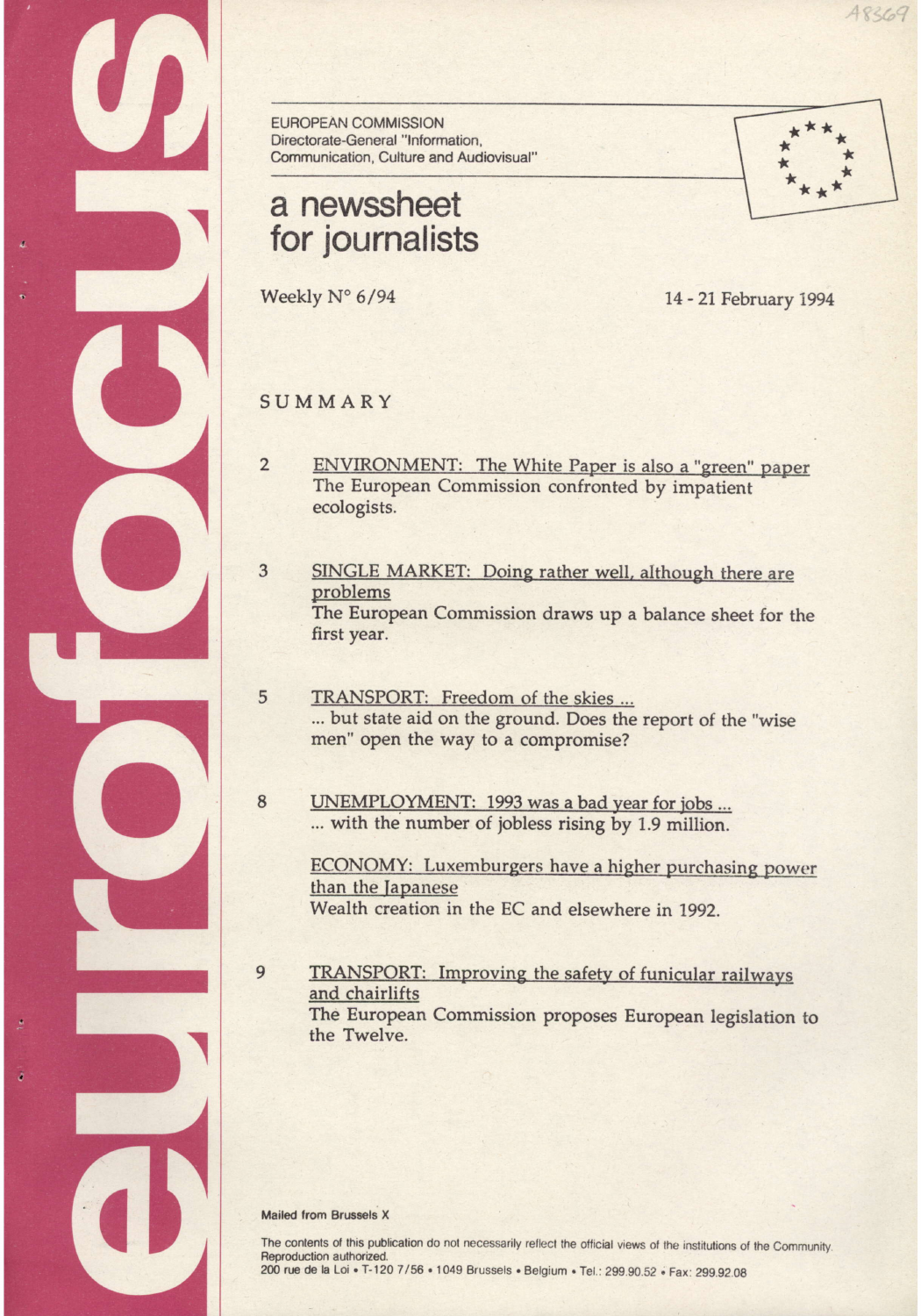# eurofocus

EUROPEAN COMMISSION
Directorate-General "Information, Communication, Culture and Audiovisual"

## a newssheet for journalists

Weekly N° 6/94

14 - 21 February 1994

## SUMMARY

2 ENVIRONMENT: The White Paper is also a "green" paper
The European Commission confronted by impatient ecologists.

3 SINGLE MARKET: Doing rather well, although there are problems
The European Commission draws up a balance sheet for the first year.

5 TRANSPORT: Freedom of the skies ...
... but state aid on the ground. Does the report of the "wise men" open the way to a compromise?

8 UNEMPLOYMENT: 1993 was a bad year for jobs ...
... with the number of jobless rising by 1.9 million.

ECONOMY: Luxemburgers have a higher purchasing power than the Japanese
Wealth creation in the EC and elsewhere in 1992.

9 TRANSPORT: Improving the safety of funicular railways and chairlifts
The European Commission proposes European legislation to the Twelve.

Mailed from Brussels X

The contents of this publication do not necessarily reflect the official views of the institutions of the Community.
Reproduction authorized.
200 rue de la Loi • T-120 7/56 • 1049 Brussels • Belgium • Tel.: 299.90.52 • Fax: 299.92.08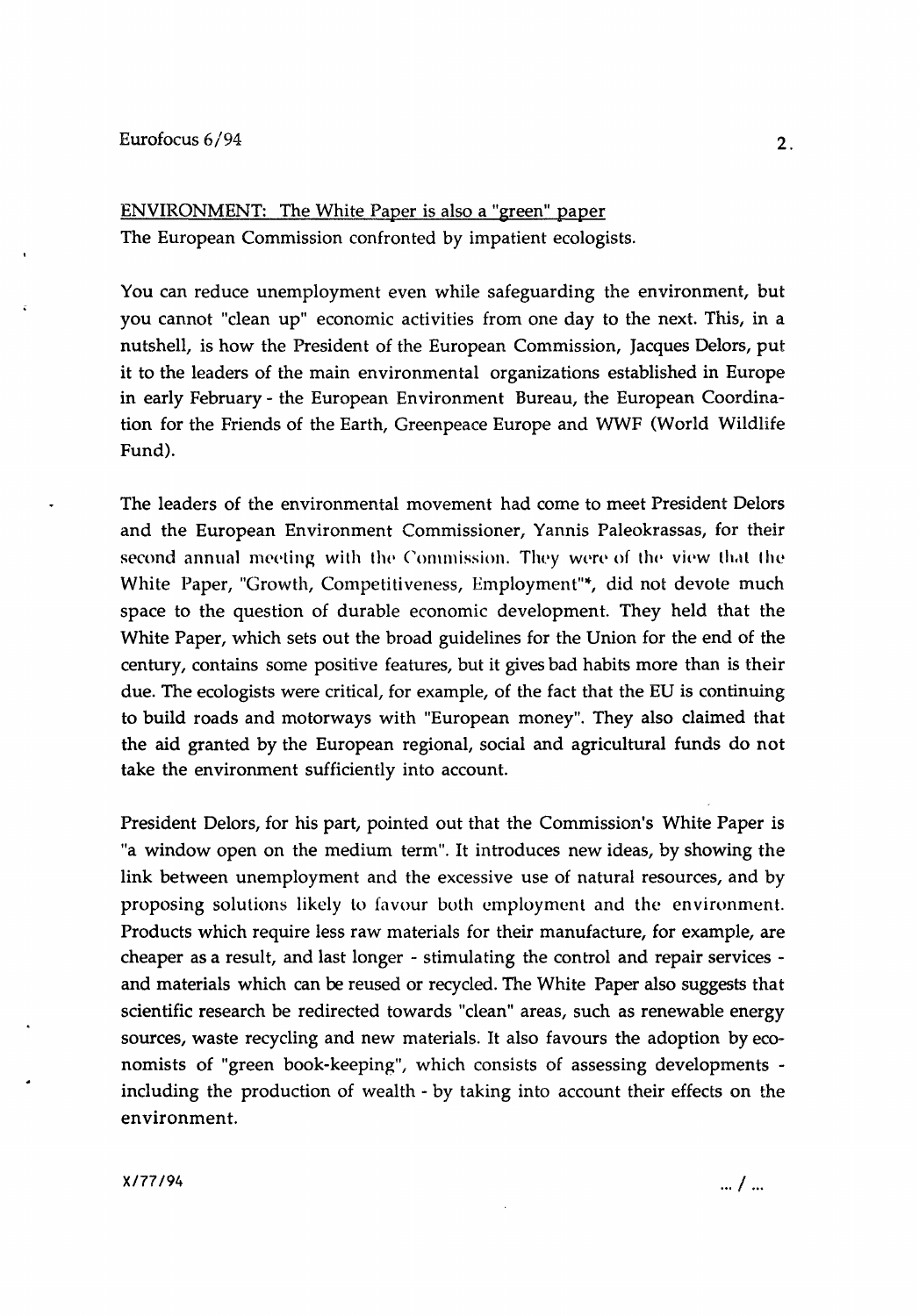ENVIRONMENT: The White Paper is also a "green" paper

The European Commission confronted by impatient ecologists.

You can reduce unemployment even while safeguarding the environment, but you cannot "clean up" economic activities from one day to the next. This, in a nutshell, is how the President of the European Commission, Jacques Delors, put it to the leaders of the main environmental organizations established in Europe in early February - the European Environment Bureau, the European Coordination for the Friends of the Earth, Greenpeace Europe and WWF (World Wildlife Fund).

The leaders of the environmental movement had come to meet President Delors and the European Environment Commissioner, Yannis Paleokrassas, for their second annual meeting with the Commission. They were of the view that the White Paper, "Growth, Competitiveness, Employment"*, did not devote much space to the question of durable economic development. They held that the White Paper, which sets out the broad guidelines for the Union for the end of the century, contains some positive features, but it gives bad habits more than is their due. The ecologists were critical, for example, of the fact that the EU is continuing to build roads and motorways with "European money". They also claimed that the aid granted by the European regional, social and agricultural funds do not take the environment sufficiently into account.

President Delors, for his part, pointed out that the Commission's White Paper is "a window open on the medium term". It introduces new ideas, by showing the link between unemployment and the excessive use of natural resources, and by proposing solutions likely to favour both employment and the environment. Products which require less raw materials for their manufacture, for example, are cheaper as a result, and last longer - stimulating the control and repair services - and materials which can be reused or recycled. The White Paper also suggests that scientific research be redirected towards "clean" areas, such as renewable energy sources, waste recycling and new materials. It also favours the adoption by economists of "green book-keeping", which consists of assessing developments - including the production of wealth - by taking into account their effects on the environment.

X/77/94

... / ...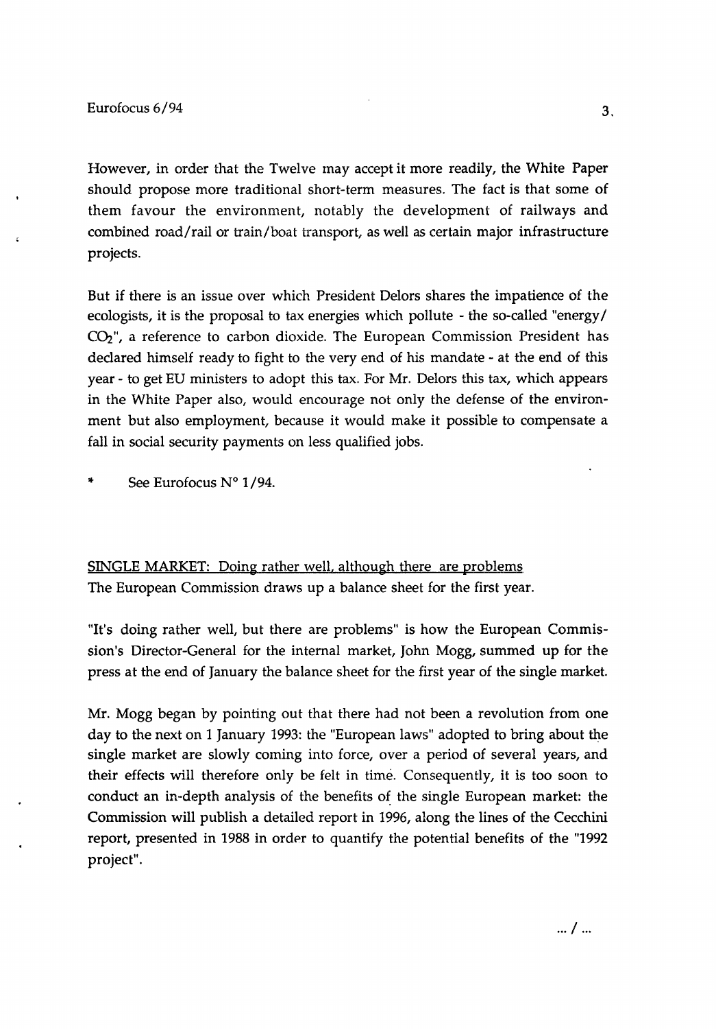However, in order that the Twelve may accept it more readily, the White Paper should propose more traditional short-term measures. The fact is that some of them favour the environment, notably the development of railways and combined road/rail or train/boat transport, as well as certain major infrastructure projects.

But if there is an issue over which President Delors shares the impatience of the ecologists, it is the proposal to tax energies which pollute - the so-called "energy/ $CO_2$", a reference to carbon dioxide. The European Commission President has declared himself ready to fight to the very end of his mandate - at the end of this year - to get EU ministers to adopt this tax. For Mr. Delors this tax, which appears in the White Paper also, would encourage not only the defense of the environment but also employment, because it would make it possible to compensate a fall in social security payments on less qualified jobs.

\* See Eurofocus N° 1/94.

<u>SINGLE MARKET: Doing rather well, although there are problems</u>

The European Commission draws up a balance sheet for the first year.

"It's doing rather well, but there are problems" is how the European Commission's Director-General for the internal market, John Mogg, summed up for the press at the end of January the balance sheet for the first year of the single market.

Mr. Mogg began by pointing out that there had not been a revolution from one day to the next on 1 January 1993: the "European laws" adopted to bring about the single market are slowly coming into force, over a period of several years, and their effects will therefore only be felt in time. Consequently, it is too soon to conduct an in-depth analysis of the benefits of the single European market: the Commission will publish a detailed report in 1996, along the lines of the Cecchini report, presented in 1988 in order to quantify the potential benefits of the "1992 project".

.../...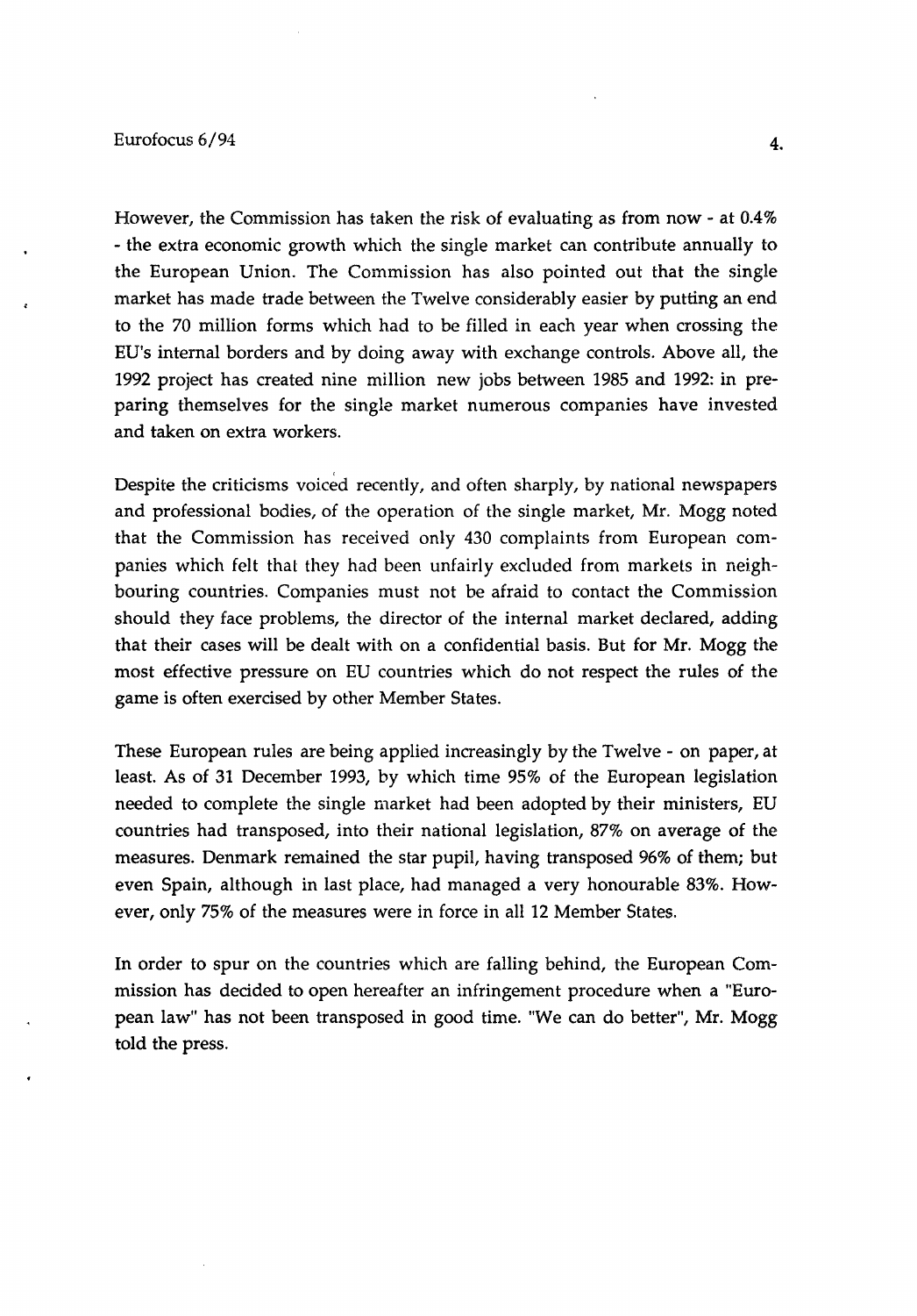However, the Commission has taken the risk of evaluating as from now - at 0.4% - the extra economic growth which the single market can contribute annually to the European Union. The Commission has also pointed out that the single market has made trade between the Twelve considerably easier by putting an end to the 70 million forms which had to be filled in each year when crossing the EU's internal borders and by doing away with exchange controls. Above all, the 1992 project has created nine million new jobs between 1985 and 1992: in preparing themselves for the single market numerous companies have invested and taken on extra workers.

Despite the criticisms voiced recently, and often sharply, by national newspapers and professional bodies, of the operation of the single market, Mr. Mogg noted that the Commission has received only 430 complaints from European companies which felt that they had been unfairly excluded from markets in neighbouring countries. Companies must not be afraid to contact the Commission should they face problems, the director of the internal market declared, adding that their cases will be dealt with on a confidential basis. But for Mr. Mogg the most effective pressure on EU countries which do not respect the rules of the game is often exercised by other Member States.

These European rules are being applied increasingly by the Twelve - on paper, at least. As of 31 December 1993, by which time 95% of the European legislation needed to complete the single market had been adopted by their ministers, EU countries had transposed, into their national legislation, 87% on average of the measures. Denmark remained the star pupil, having transposed 96% of them; but even Spain, although in last place, had managed a very honourable 83%. However, only 75% of the measures were in force in all 12 Member States.

In order to spur on the countries which are falling behind, the European Commission has decided to open hereafter an infringement procedure when a "European law" has not been transposed in good time. "We can do better", Mr. Mogg told the press.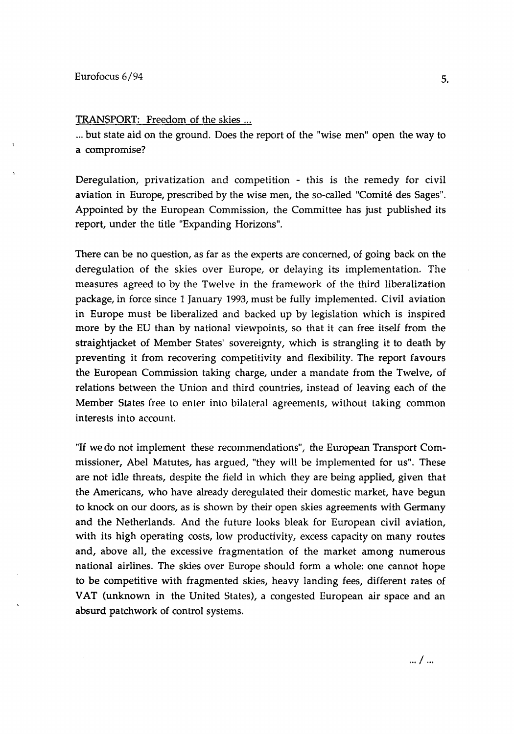## TRANSPORT: Freedom of the skies ...

... but state aid on the ground. Does the report of the "wise men" open the way to a compromise?

Deregulation, privatization and competition - this is the remedy for civil aviation in Europe, prescribed by the wise men, the so-called "Comité des Sages". Appointed by the European Commission, the Committee has just published its report, under the title "Expanding Horizons".

There can be no question, as far as the experts are concerned, of going back on the deregulation of the skies over Europe, or delaying its implementation. The measures agreed to by the Twelve in the framework of the third liberalization package, in force since 1 January 1993, must be fully implemented. Civil aviation in Europe must be liberalized and backed up by legislation which is inspired more by the EU than by national viewpoints, so that it can free itself from the straightjacket of Member States' sovereignty, which is strangling it to death by preventing it from recovering competitivity and flexibility. The report favours the European Commission taking charge, under a mandate from the Twelve, of relations between the Union and third countries, instead of leaving each of the Member States free to enter into bilateral agreements, without taking common interests into account.

"If we do not implement these recommendations", the European Transport Commissioner, Abel Matutes, has argued, "they will be implemented for us". These are not idle threats, despite the field in which they are being applied, given that the Americans, who have already deregulated their domestic market, have begun to knock on our doors, as is shown by their open skies agreements with Germany and the Netherlands. And the future looks bleak for European civil aviation, with its high operating costs, low productivity, excess capacity on many routes and, above all, the excessive fragmentation of the market among numerous national airlines. The skies over Europe should form a whole: one cannot hope to be competitive with fragmented skies, heavy landing fees, different rates of VAT (unknown in the United States), a congested European air space and an absurd patchwork of control systems.

... / ...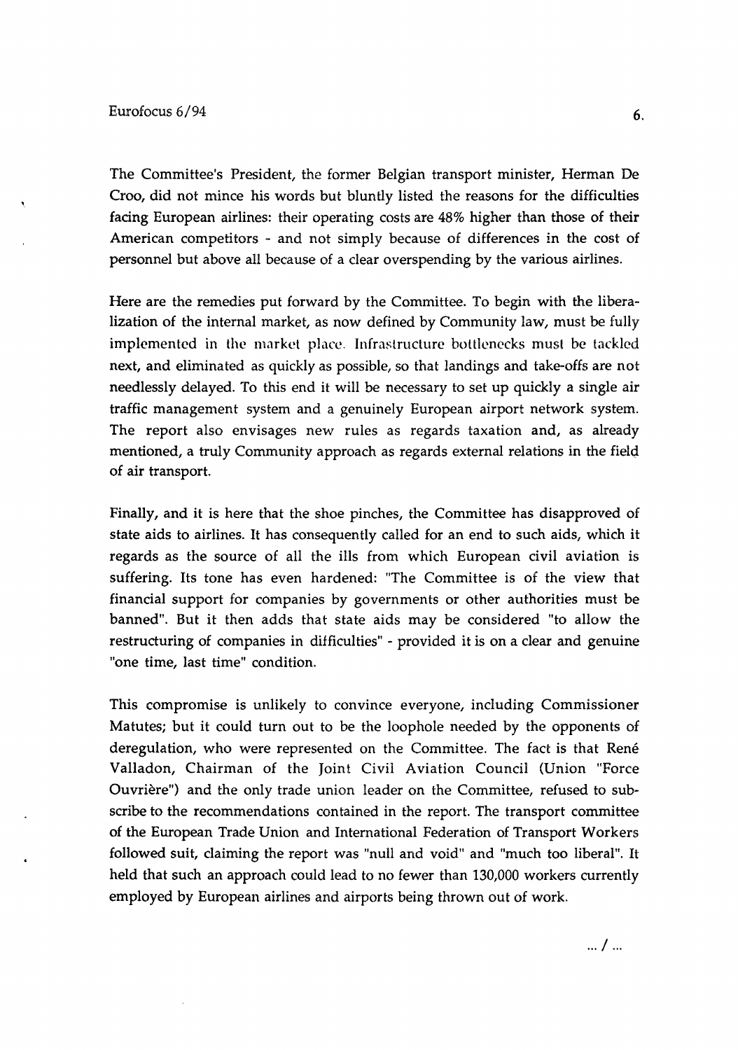The Committee's President, the former Belgian transport minister, Herman De Croo, did not mince his words but bluntly listed the reasons for the difficulties facing European airlines: their operating costs are 48% higher than those of their American competitors - and not simply because of differences in the cost of personnel but above all because of a clear overspending by the various airlines.

Here are the remedies put forward by the Committee. To begin with the liberalization of the internal market, as now defined by Community law, must be fully implemented in the market place. Infrastructure bottlenecks must be tackled next, and eliminated as quickly as possible, so that landings and take-offs are not needlessly delayed. To this end it will be necessary to set up quickly a single air traffic management system and a genuinely European airport network system. The report also envisages new rules as regards taxation and, as already mentioned, a truly Community approach as regards external relations in the field of air transport.

Finally, and it is here that the shoe pinches, the Committee has disapproved of state aids to airlines. It has consequently called for an end to such aids, which it regards as the source of all the ills from which European civil aviation is suffering. Its tone has even hardened: "The Committee is of the view that financial support for companies by governments or other authorities must be banned". But it then adds that state aids may be considered "to allow the restructuring of companies in difficulties" - provided it is on a clear and genuine "one time, last time" condition.

This compromise is unlikely to convince everyone, including Commissioner Matutes; but it could turn out to be the loophole needed by the opponents of deregulation, who were represented on the Committee. The fact is that René Valladon, Chairman of the Joint Civil Aviation Council (Union "Force Ouvrière") and the only trade union leader on the Committee, refused to subscribe to the recommendations contained in the report. The transport committee of the European Trade Union and International Federation of Transport Workers followed suit, claiming the report was "null and void" and "much too liberal". It held that such an approach could lead to no fewer than 130,000 workers currently employed by European airlines and airports being thrown out of work.

... / ...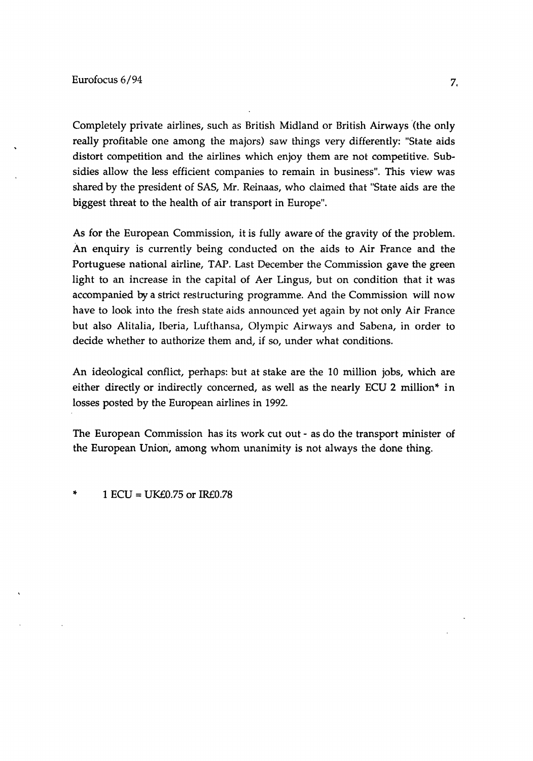Completely private airlines, such as British Midland or British Airways (the only really profitable one among the majors) saw things very differently: "State aids distort competition and the airlines which enjoy them are not competitive. Subsidies allow the less efficient companies to remain in business". This view was shared by the president of SAS, Mr. Reinaas, who claimed that "State aids are the biggest threat to the health of air transport in Europe".

As for the European Commission, it is fully aware of the gravity of the problem. An enquiry is currently being conducted on the aids to Air France and the Portuguese national airline, TAP. Last December the Commission gave the green light to an increase in the capital of Aer Lingus, but on condition that it was accompanied by a strict restructuring programme. And the Commission will now have to look into the fresh state aids announced yet again by not only Air France but also Alitalia, Iberia, Lufthansa, Olympic Airways and Sabena, in order to decide whether to authorize them and, if so, under what conditions.

An ideological conflict, perhaps: but at stake are the 10 million jobs, which are either directly or indirectly concerned, as well as the nearly ECU 2 million* in losses posted by the European airlines in 1992.

The European Commission has its work cut out - as do the transport minister of the European Union, among whom unanimity is not always the done thing.

\* 1 ECU = UK£0.75 or IR£0.78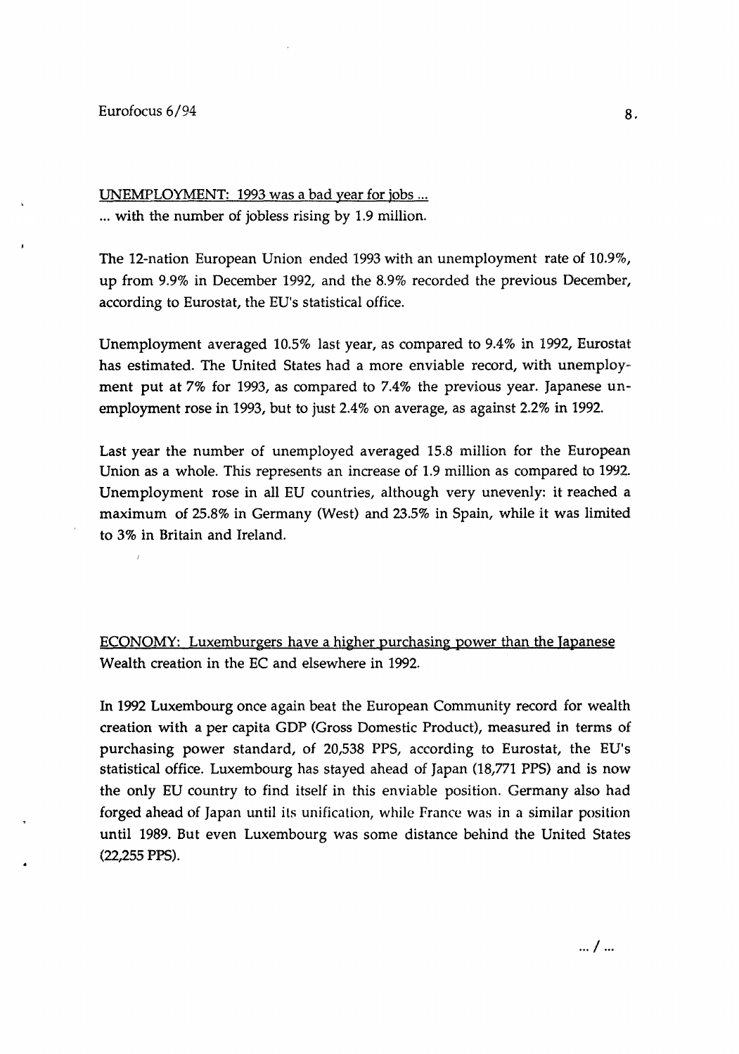UNEMPLOYMENT: 1993 was a bad year for jobs ...

... with the number of jobless rising by 1.9 million.

The 12-nation European Union ended 1993 with an unemployment rate of 10.9%, up from 9.9% in December 1992, and the 8.9% recorded the previous December, according to Eurostat, the EU's statistical office.

Unemployment averaged 10.5% last year, as compared to 9.4% in 1992, Eurostat has estimated. The United States had a more enviable record, with unemployment put at 7% for 1993, as compared to 7.4% the previous year. Japanese unemployment rose in 1993, but to just 2.4% on average, as against 2.2% in 1992.

Last year the number of unemployed averaged 15.8 million for the European Union as a whole. This represents an increase of 1.9 million as compared to 1992. Unemployment rose in all EU countries, although very unevenly: it reached a maximum of 25.8% in Germany (West) and 23.5% in Spain, while it was limited to 3% in Britain and Ireland.

ECONOMY: Luxemburgers have a higher purchasing power than the Japanese

Wealth creation in the EC and elsewhere in 1992.

In 1992 Luxembourg once again beat the European Community record for wealth creation with a per capita GDP (Gross Domestic Product), measured in terms of purchasing power standard, of 20,538 PPS, according to Eurostat, the EU's statistical office. Luxembourg has stayed ahead of Japan (18,771 PPS) and is now the only EU country to find itself in this enviable position. Germany also had forged ahead of Japan until its unification, while France was in a similar position until 1989. But even Luxembourg was some distance behind the United States (22,255 PPS).

... / ...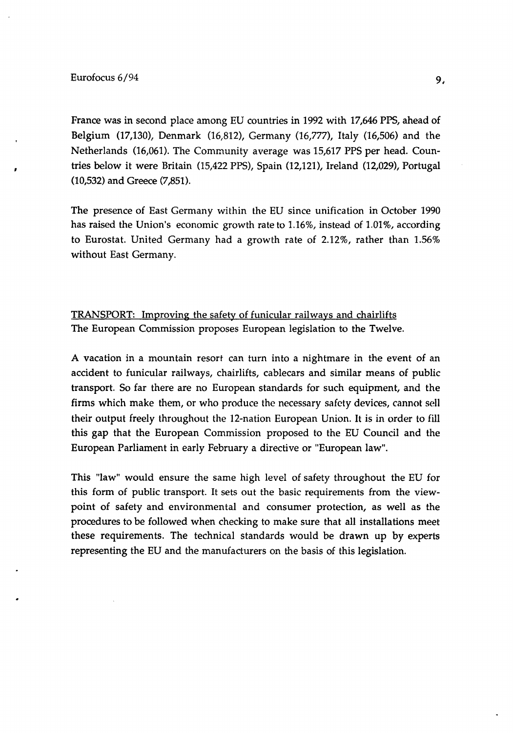France was in second place among EU countries in 1992 with 17,646 PPS, ahead of Belgium (17,130), Denmark (16,812), Germany (16,777), Italy (16,506) and the Netherlands (16,061). The Community average was 15,617 PPS per head. Countries below it were Britain (15,422 PPS), Spain (12,121), Ireland (12,029), Portugal (10,532) and Greece (7,851).

The presence of East Germany within the EU since unification in October 1990 has raised the Union's economic growth rate to 1.16%, instead of 1.01%, according to Eurostat. United Germany had a growth rate of 2.12%, rather than 1.56% without East Germany.

## TRANSPORT: Improving the safety of funicular railways and chairlifts

The European Commission proposes European legislation to the Twelve.

A vacation in a mountain resort can turn into a nightmare in the event of an accident to funicular railways, chairlifts, cablecars and similar means of public transport. So far there are no European standards for such equipment, and the firms which make them, or who produce the necessary safety devices, cannot sell their output freely throughout the 12-nation European Union. It is in order to fill this gap that the European Commission proposed to the EU Council and the European Parliament in early February a directive or "European law".

This "law" would ensure the same high level of safety throughout the EU for this form of public transport. It sets out the basic requirements from the viewpoint of safety and environmental and consumer protection, as well as the procedures to be followed when checking to make sure that all installations meet these requirements. The technical standards would be drawn up by experts representing the EU and the manufacturers on the basis of this legislation.